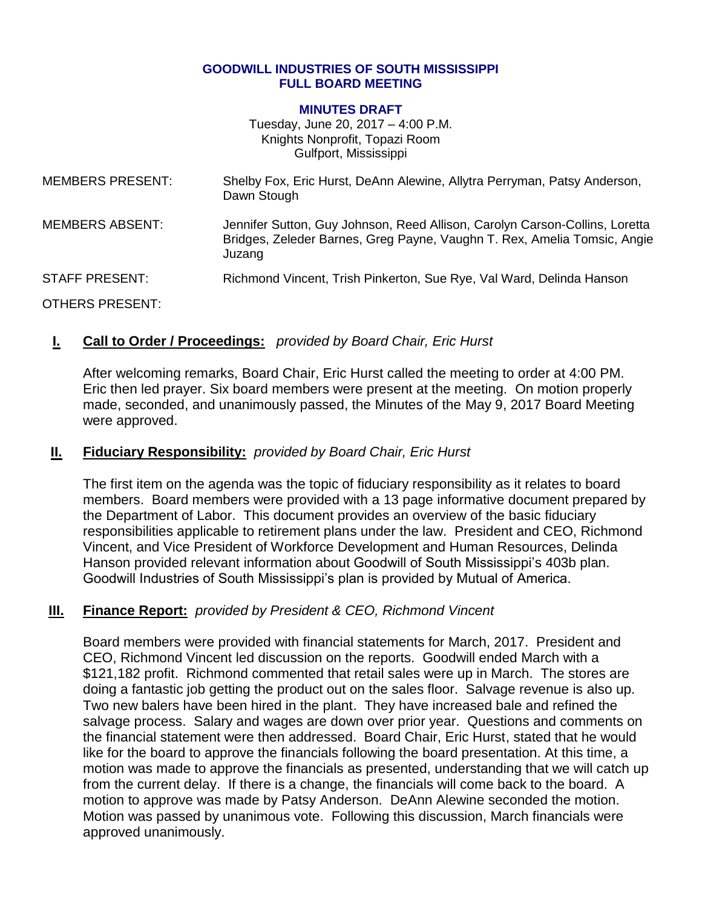**GOODWILL INDUSTRIES OF SOUTH MISSISSIPPI**
**FULL BOARD MEETING**

**MINUTES DRAFT**
Tuesday, June 20, 2017 – 4:00 P.M.
Knights Nonprofit, Topazi Room
Gulfport, Mississippi

MEMBERS PRESENT: Shelby Fox, Eric Hurst, DeAnn Alewine, Allytra Perryman, Patsy Anderson, Dawn Stough

MEMBERS ABSENT: Jennifer Sutton, Guy Johnson, Reed Allison, Carolyn Carson-Collins, Loretta Bridges, Zeleder Barnes, Greg Payne, Vaughn T. Rex, Amelia Tomsic, Angie Juzang

STAFF PRESENT: Richmond Vincent, Trish Pinkerton, Sue Rye, Val Ward, Delinda Hanson

OTHERS PRESENT:

**I. Call to Order / Proceedings:** *provided by Board Chair, Eric Hurst*

After welcoming remarks, Board Chair, Eric Hurst called the meeting to order at 4:00 PM. Eric then led prayer. Six board members were present at the meeting. On motion properly made, seconded, and unanimously passed, the Minutes of the May 9, 2017 Board Meeting were approved.

**II. Fiduciary Responsibility:** *provided by Board Chair, Eric Hurst*

The first item on the agenda was the topic of fiduciary responsibility as it relates to board members. Board members were provided with a 13 page informative document prepared by the Department of Labor. This document provides an overview of the basic fiduciary responsibilities applicable to retirement plans under the law. President and CEO, Richmond Vincent, and Vice President of Workforce Development and Human Resources, Delinda Hanson provided relevant information about Goodwill of South Mississippi's 403b plan. Goodwill Industries of South Mississippi's plan is provided by Mutual of America.

**III. Finance Report:** *provided by President & CEO, Richmond Vincent*

Board members were provided with financial statements for March, 2017. President and CEO, Richmond Vincent led discussion on the reports. Goodwill ended March with a \$121,182 profit. Richmond commented that retail sales were up in March. The stores are doing a fantastic job getting the product out on the sales floor. Salvage revenue is also up. Two new balers have been hired in the plant. They have increased bale and refined the salvage process. Salary and wages are down over prior year. Questions and comments on the financial statement were then addressed. Board Chair, Eric Hurst, stated that he would like for the board to approve the financials following the board presentation. At this time, a motion was made to approve the financials as presented, understanding that we will catch up from the current delay. If there is a change, the financials will come back to the board. A motion to approve was made by Patsy Anderson. DeAnn Alewine seconded the motion. Motion was passed by unanimous vote. Following this discussion, March financials were approved unanimously.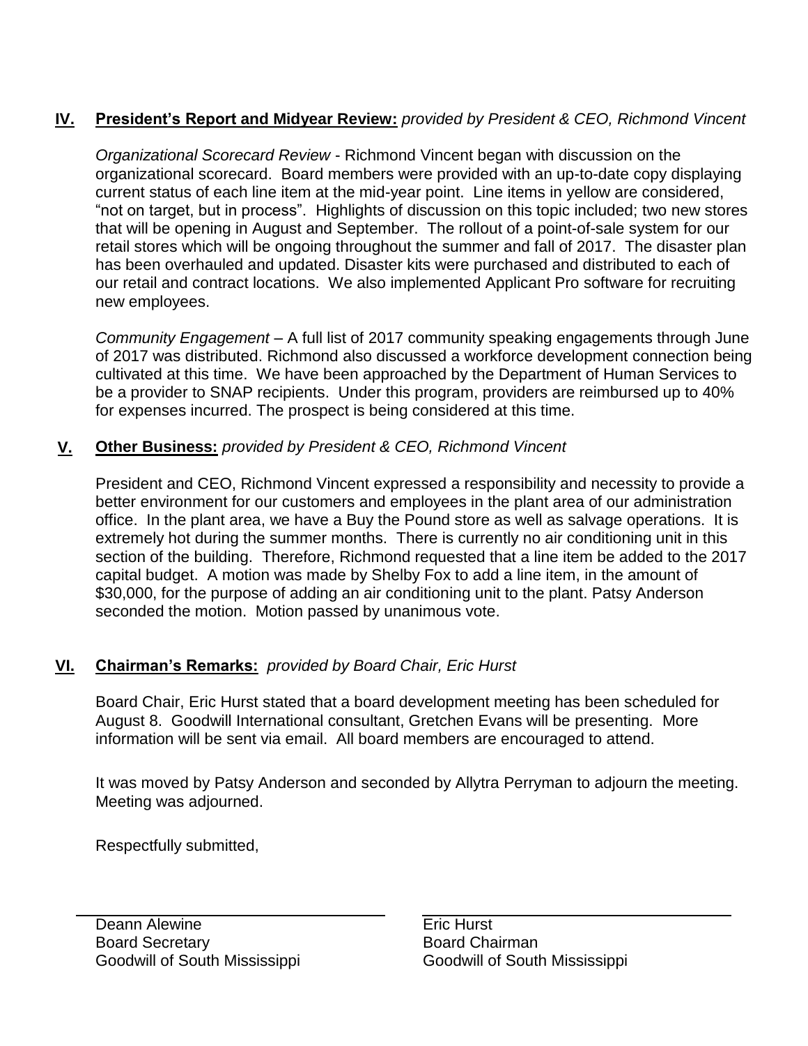## IV. **President's Report and Midyear Review:** *provided by President & CEO, Richmond Vincent*

*Organizational Scorecard Review* - Richmond Vincent began with discussion on the organizational scorecard. Board members were provided with an up-to-date copy displaying current status of each line item at the mid-year point. Line items in yellow are considered, "not on target, but in process". Highlights of discussion on this topic included; two new stores that will be opening in August and September. The rollout of a point-of-sale system for our retail stores which will be ongoing throughout the summer and fall of 2017. The disaster plan has been overhauled and updated. Disaster kits were purchased and distributed to each of our retail and contract locations. We also implemented Applicant Pro software for recruiting new employees.

*Community Engagement* – A full list of 2017 community speaking engagements through June of 2017 was distributed. Richmond also discussed a workforce development connection being cultivated at this time. We have been approached by the Department of Human Services to be a provider to SNAP recipients. Under this program, providers are reimbursed up to 40% for expenses incurred. The prospect is being considered at this time.

## V. **Other Business:** *provided by President & CEO, Richmond Vincent*

President and CEO, Richmond Vincent expressed a responsibility and necessity to provide a better environment for our customers and employees in the plant area of our administration office. In the plant area, we have a Buy the Pound store as well as salvage operations. It is extremely hot during the summer months. There is currently no air conditioning unit in this section of the building. Therefore, Richmond requested that a line item be added to the 2017 capital budget. A motion was made by Shelby Fox to add a line item, in the amount of $30,000, for the purpose of adding an air conditioning unit to the plant. Patsy Anderson seconded the motion. Motion passed by unanimous vote.

## VI. **Chairman's Remarks:** *provided by Board Chair, Eric Hurst*

Board Chair, Eric Hurst stated that a board development meeting has been scheduled for August 8. Goodwill International consultant, Gretchen Evans will be presenting. More information will be sent via email. All board members are encouraged to attend.

It was moved by Patsy Anderson and seconded by Allytra Perryman to adjourn the meeting. Meeting was adjourned.

Respectfully submitted,

| | |
|---|---|
| Deann Alewine | Eric Hurst |
| Board Secretary | Board Chairman |
| Goodwill of South Mississippi | Goodwill of South Mississippi |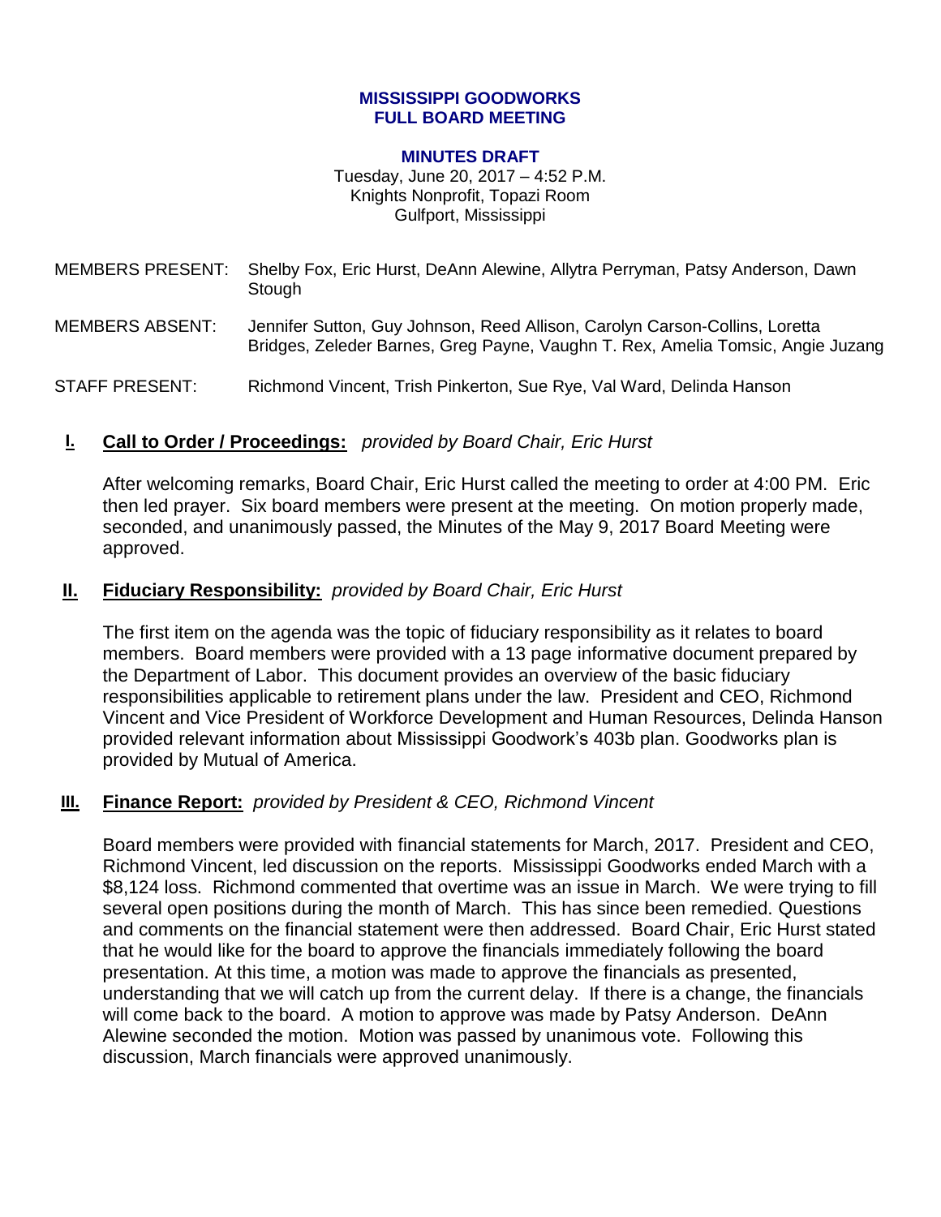**MISSISSIPPI GOODWORKS**
**FULL BOARD MEETING**

**MINUTES DRAFT**

Tuesday, June 20, 2017 – 4:52 P.M.
Knights Nonprofit, Topazi Room
Gulfport, Mississippi

| | |
|---|---|
| MEMBERS PRESENT: | Shelby Fox, Eric Hurst, DeAnn Alewine, Allytra Perryman, Patsy Anderson, Dawn Stough |
| MEMBERS ABSENT: | Jennifer Sutton, Guy Johnson, Reed Allison, Carolyn Carson-Collins, Loretta Bridges, Zeleder Barnes, Greg Payne, Vaughn T. Rex, Amelia Tomsic, Angie Juzang |
| STAFF PRESENT: | Richmond Vincent, Trish Pinkerton, Sue Rye, Val Ward, Delinda Hanson |

## I. Call to Order / Proceedings: *provided by Board Chair, Eric Hurst*

After welcoming remarks, Board Chair, Eric Hurst called the meeting to order at 4:00 PM. Eric then led prayer. Six board members were present at the meeting. On motion properly made, seconded, and unanimously passed, the Minutes of the May 9, 2017 Board Meeting were approved.

## II. Fiduciary Responsibility: *provided by Board Chair, Eric Hurst*

The first item on the agenda was the topic of fiduciary responsibility as it relates to board members. Board members were provided with a 13 page informative document prepared by the Department of Labor. This document provides an overview of the basic fiduciary responsibilities applicable to retirement plans under the law. President and CEO, Richmond Vincent and Vice President of Workforce Development and Human Resources, Delinda Hanson provided relevant information about Mississippi Goodwork's 403b plan. Goodworks plan is provided by Mutual of America.

## III. Finance Report: *provided by President & CEO, Richmond Vincent*

Board members were provided with financial statements for March, 2017. President and CEO, Richmond Vincent, led discussion on the reports. Mississippi Goodworks ended March with a \$8,124 loss. Richmond commented that overtime was an issue in March. We were trying to fill several open positions during the month of March. This has since been remedied. Questions and comments on the financial statement were then addressed. Board Chair, Eric Hurst stated that he would like for the board to approve the financials immediately following the board presentation. At this time, a motion was made to approve the financials as presented, understanding that we will catch up from the current delay. If there is a change, the financials will come back to the board. A motion to approve was made by Patsy Anderson. DeAnn Alewine seconded the motion. Motion was passed by unanimous vote. Following this discussion, March financials were approved unanimously.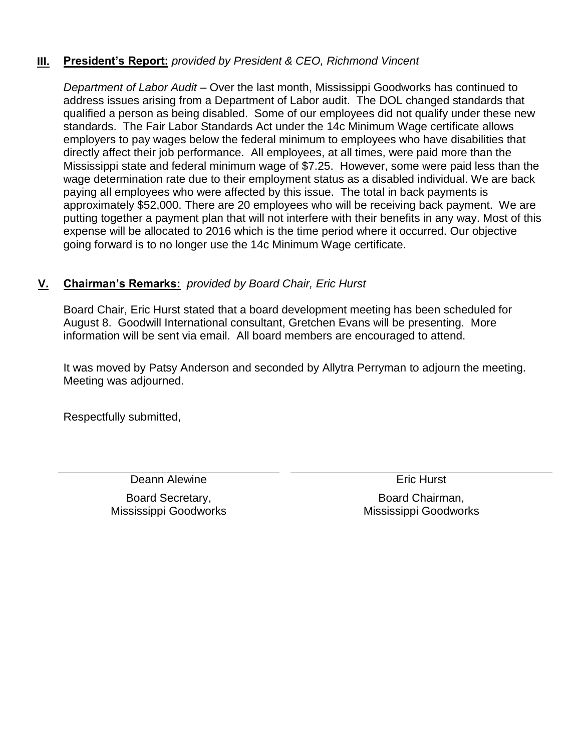## III. President's Report: *provided by President & CEO, Richmond Vincent*

*Department of Labor Audit* – Over the last month, Mississippi Goodworks has continued to address issues arising from a Department of Labor audit. The DOL changed standards that qualified a person as being disabled. Some of our employees did not qualify under these new standards. The Fair Labor Standards Act under the 14c Minimum Wage certificate allows employers to pay wages below the federal minimum to employees who have disabilities that directly affect their job performance. All employees, at all times, were paid more than the Mississippi state and federal minimum wage of $7.25. However, some were paid less than the wage determination rate due to their employment status as a disabled individual. We are back paying all employees who were affected by this issue. The total in back payments is approximately $52,000. There are 20 employees who will be receiving back payment. We are putting together a payment plan that will not interfere with their benefits in any way. Most of this expense will be allocated to 2016 which is the time period where it occurred. Our objective going forward is to no longer use the 14c Minimum Wage certificate.

## V. Chairman's Remarks: *provided by Board Chair, Eric Hurst*

Board Chair, Eric Hurst stated that a board development meeting has been scheduled for August 8. Goodwill International consultant, Gretchen Evans will be presenting. More information will be sent via email. All board members are encouraged to attend.

It was moved by Patsy Anderson and seconded by Allytra Perryman to adjourn the meeting. Meeting was adjourned.

Respectfully submitted,

Deann Alewine
Board Secretary,
Mississippi Goodworks

Eric Hurst
Board Chairman,
Mississippi Goodworks